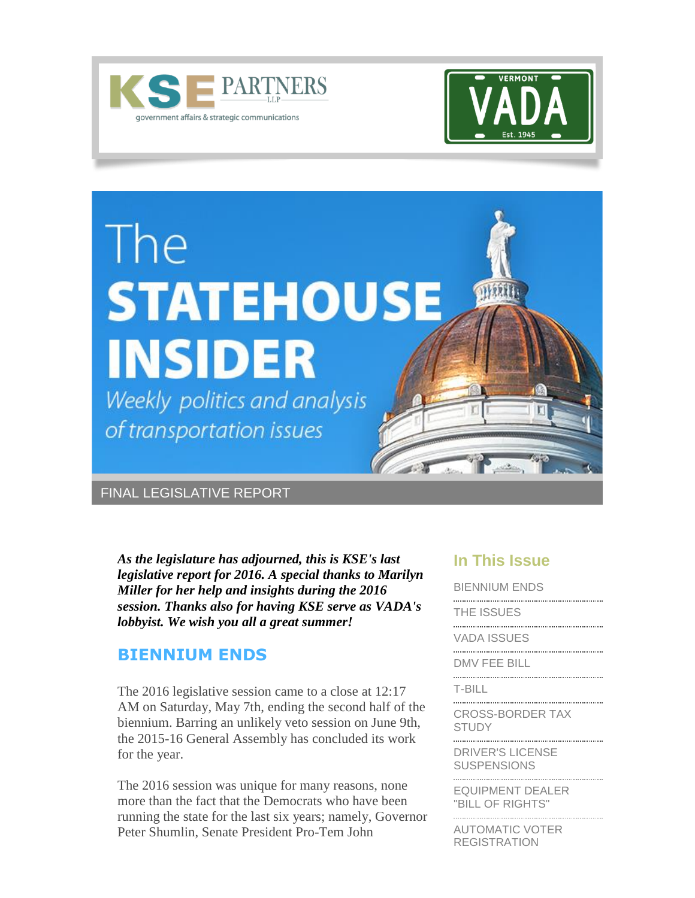KSE PARTNERS LLP
government affairs & strategic communications

VERMONT VADA Est. 1945

# The STATEHOUSE INSIDER

*Weekly politics and analysis of transportation issues*

FINAL LEGISLATIVE REPORT

***As the legislature has adjourned, this is KSE's last legislative report for 2016. A special thanks to Marilyn Miller for her help and insights during the 2016 session. Thanks also for having KSE serve as VADA's lobbyist. We wish you all a great summer!***

## BIENNIUM ENDS

The 2016 legislative session came to a close at 12:17 AM on Saturday, May 7th, ending the second half of the biennium. Barring an unlikely veto session on June 9th, the 2015-16 General Assembly has concluded its work for the year.

The 2016 session was unique for many reasons, none more than the fact that the Democrats who have been running the state for the last six years; namely, Governor Peter Shumlin, Senate President Pro-Tem John

### In This Issue

- BIENNIUM ENDS
- THE ISSUES
- VADA ISSUES
- DMV FEE BILL
- T-BILL
- CROSS-BORDER TAX STUDY
- DRIVER'S LICENSE SUSPENSIONS
- EQUIPMENT DEALER "BILL OF RIGHTS"
- AUTOMATIC VOTER REGISTRATION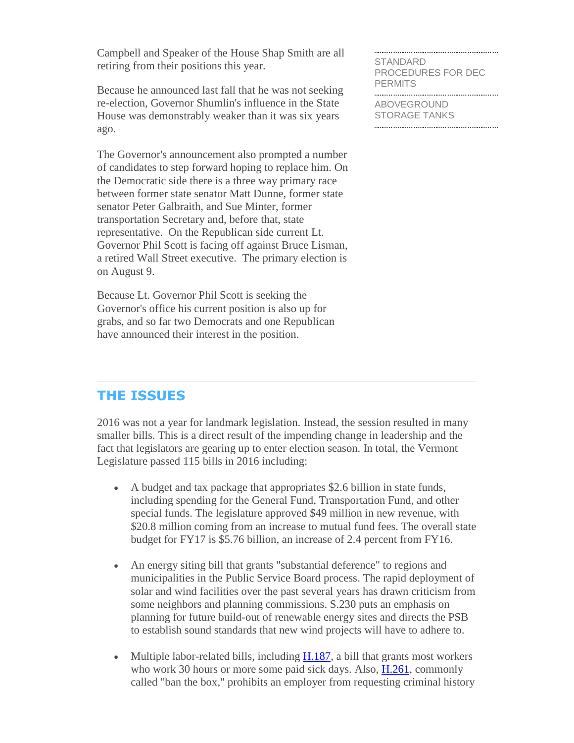Campbell and Speaker of the House Shap Smith are all retiring from their positions this year.

Because he announced last fall that he was not seeking re-election, Governor Shumlin's influence in the State House was demonstrably weaker than it was six years ago.

The Governor's announcement also prompted a number of candidates to step forward hoping to replace him. On the Democratic side there is a three way primary race between former state senator Matt Dunne, former state senator Peter Galbraith, and Sue Minter, former transportation Secretary and, before that, state representative.  On the Republican side current Lt. Governor Phil Scott is facing off against Bruce Lisman, a retired Wall Street executive.  The primary election is on August 9.

Because Lt. Governor Phil Scott is seeking the Governor's office his current position is also up for grabs, and so far two Democrats and one Republican have announced their interest in the position.

STANDARD PROCEDURES FOR DEC PERMITS

ABOVEGROUND STORAGE TANKS

## THE ISSUES

2016 was not a year for landmark legislation. Instead, the session resulted in many smaller bills. This is a direct result of the impending change in leadership and the fact that legislators are gearing up to enter election season. In total, the Vermont Legislature passed 115 bills in 2016 including:

- A budget and tax package that appropriates $2.6 billion in state funds, including spending for the General Fund, Transportation Fund, and other special funds. The legislature approved $49 million in new revenue, with $20.8 million coming from an increase to mutual fund fees. The overall state budget for FY17 is $5.76 billion, an increase of 2.4 percent from FY16.
- An energy siting bill that grants "substantial deference" to regions and municipalities in the Public Service Board process. The rapid deployment of solar and wind facilities over the past several years has drawn criticism from some neighbors and planning commissions. S.230 puts an emphasis on planning for future build-out of renewable energy sites and directs the PSB to establish sound standards that new wind projects will have to adhere to.
- Multiple labor-related bills, including H.187, a bill that grants most workers who work 30 hours or more some paid sick days. Also, H.261, commonly called "ban the box," prohibits an employer from requesting criminal history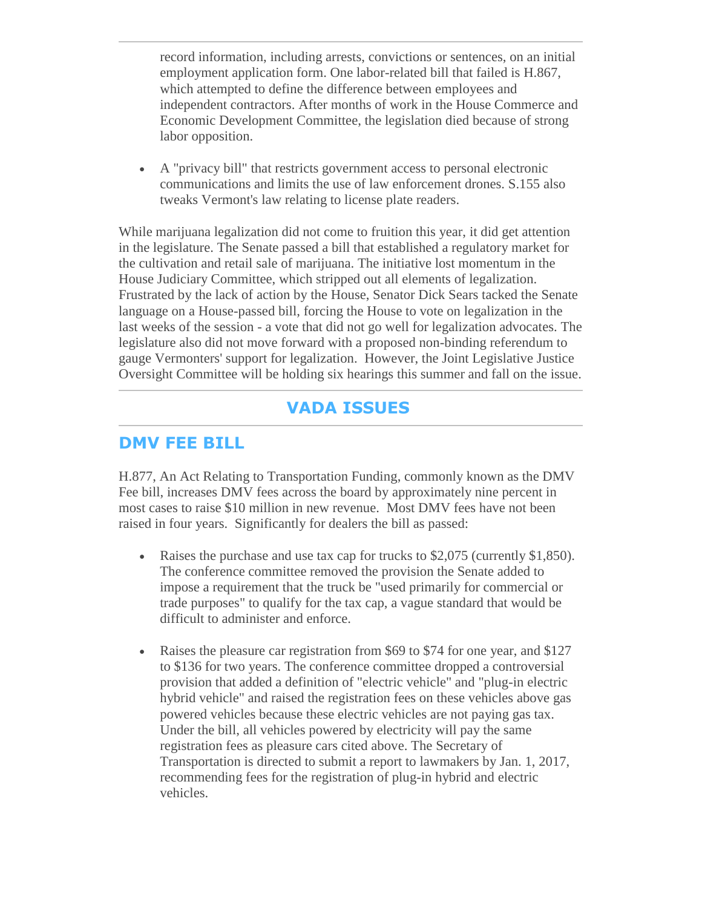record information, including arrests, convictions or sentences, on an initial employment application form. One labor-related bill that failed is H.867, which attempted to define the difference between employees and independent contractors. After months of work in the House Commerce and Economic Development Committee, the legislation died because of strong labor opposition.

- A "privacy bill" that restricts government access to personal electronic communications and limits the use of law enforcement drones. S.155 also tweaks Vermont's law relating to license plate readers.

While marijuana legalization did not come to fruition this year, it did get attention in the legislature. The Senate passed a bill that established a regulatory market for the cultivation and retail sale of marijuana. The initiative lost momentum in the House Judiciary Committee, which stripped out all elements of legalization. Frustrated by the lack of action by the House, Senator Dick Sears tacked the Senate language on a House-passed bill, forcing the House to vote on legalization in the last weeks of the session - a vote that did not go well for legalization advocates. The legislature also did not move forward with a proposed non-binding referendum to gauge Vermonters' support for legalization. However, the Joint Legislative Justice Oversight Committee will be holding six hearings this summer and fall on the issue.

---

## VADA ISSUES

---

### DMV FEE BILL

H.877, An Act Relating to Transportation Funding, commonly known as the DMV Fee bill, increases DMV fees across the board by approximately nine percent in most cases to raise $10 million in new revenue. Most DMV fees have not been raised in four years. Significantly for dealers the bill as passed:

- Raises the purchase and use tax cap for trucks to $2,075 (currently $1,850). The conference committee removed the provision the Senate added to impose a requirement that the truck be "used primarily for commercial or trade purposes" to qualify for the tax cap, a vague standard that would be difficult to administer and enforce.

- Raises the pleasure car registration from $69 to $74 for one year, and $127 to $136 for two years. The conference committee dropped a controversial provision that added a definition of "electric vehicle" and "plug-in electric hybrid vehicle" and raised the registration fees on these vehicles above gas powered vehicles because these electric vehicles are not paying gas tax. Under the bill, all vehicles powered by electricity will pay the same registration fees as pleasure cars cited above. The Secretary of Transportation is directed to submit a report to lawmakers by Jan. 1, 2017, recommending fees for the registration of plug-in hybrid and electric vehicles.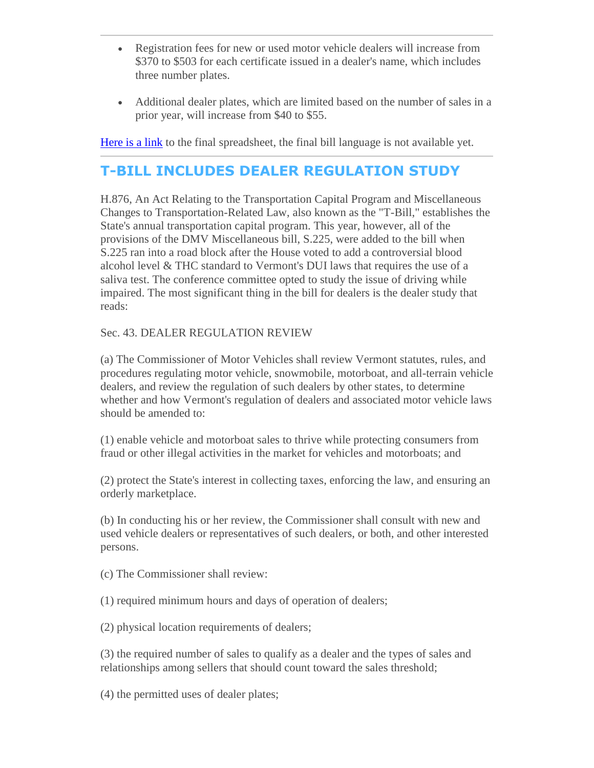---

- Registration fees for new or used motor vehicle dealers will increase from $370 to $503 for each certificate issued in a dealer's name, which includes three number plates.
- Additional dealer plates, which are limited based on the number of sales in a prior year, will increase from $40 to $55.

Here is a link to the final spreadsheet, the final bill language is not available yet.

---

## T-BILL INCLUDES DEALER REGULATION STUDY

H.876, An Act Relating to the Transportation Capital Program and Miscellaneous Changes to Transportation-Related Law, also known as the "T-Bill," establishes the State's annual transportation capital program. This year, however, all of the provisions of the DMV Miscellaneous bill, S.225, were added to the bill when S.225 ran into a road block after the House voted to add a controversial blood alcohol level & THC standard to Vermont's DUI laws that requires the use of a saliva test. The conference committee opted to study the issue of driving while impaired. The most significant thing in the bill for dealers is the dealer study that reads:

Sec. 43. DEALER REGULATION REVIEW

(a) The Commissioner of Motor Vehicles shall review Vermont statutes, rules, and procedures regulating motor vehicle, snowmobile, motorboat, and all-terrain vehicle dealers, and review the regulation of such dealers by other states, to determine whether and how Vermont's regulation of dealers and associated motor vehicle laws should be amended to:

(1) enable vehicle and motorboat sales to thrive while protecting consumers from fraud or other illegal activities in the market for vehicles and motorboats; and

(2) protect the State's interest in collecting taxes, enforcing the law, and ensuring an orderly marketplace.

(b) In conducting his or her review, the Commissioner shall consult with new and used vehicle dealers or representatives of such dealers, or both, and other interested persons.

(c) The Commissioner shall review:

(1) required minimum hours and days of operation of dealers;

(2) physical location requirements of dealers;

(3) the required number of sales to qualify as a dealer and the types of sales and relationships among sellers that should count toward the sales threshold;

(4) the permitted uses of dealer plates;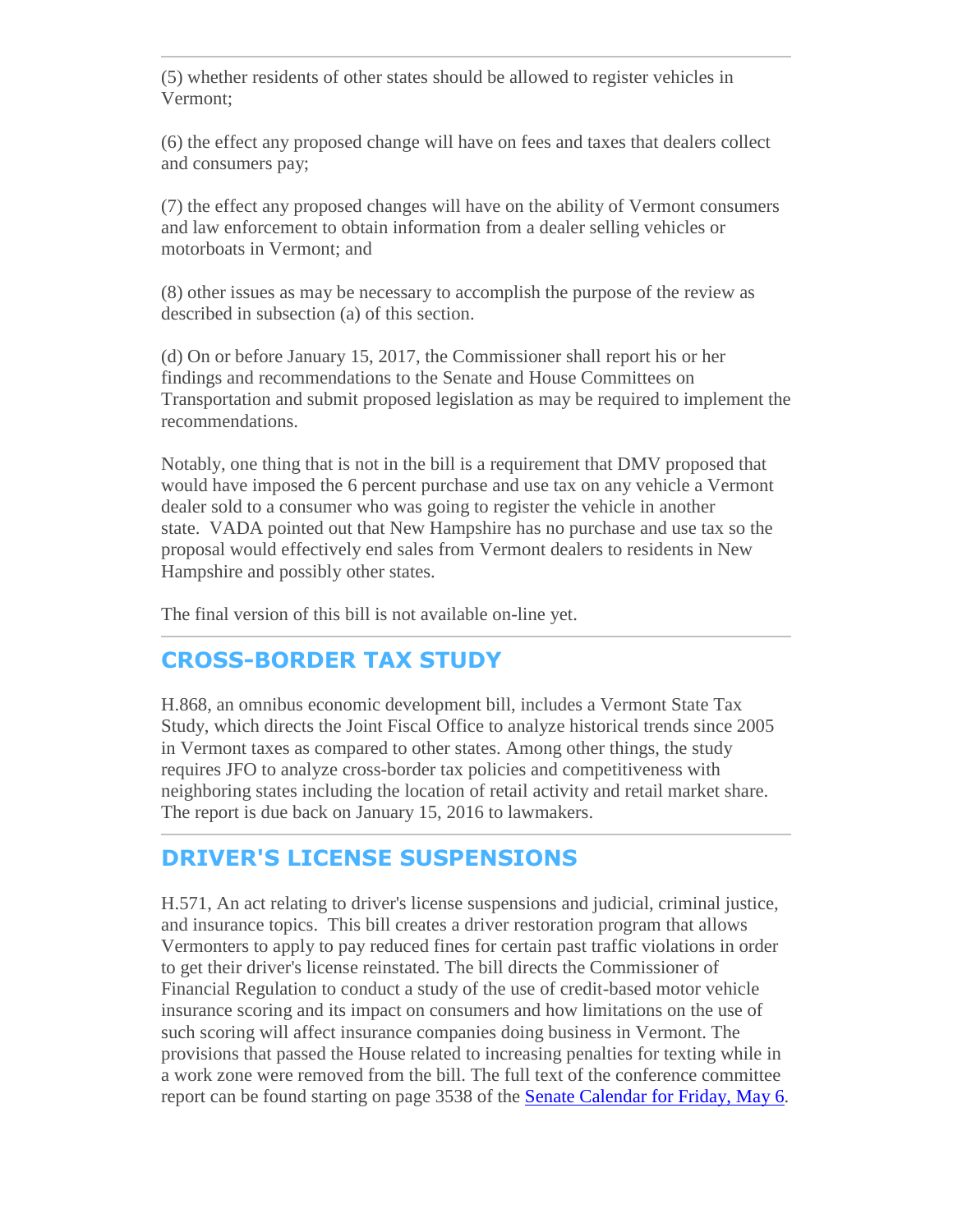(5) whether residents of other states should be allowed to register vehicles in Vermont;

(6) the effect any proposed change will have on fees and taxes that dealers collect and consumers pay;

(7) the effect any proposed changes will have on the ability of Vermont consumers and law enforcement to obtain information from a dealer selling vehicles or motorboats in Vermont; and

(8) other issues as may be necessary to accomplish the purpose of the review as described in subsection (a) of this section.

(d) On or before January 15, 2017, the Commissioner shall report his or her findings and recommendations to the Senate and House Committees on Transportation and submit proposed legislation as may be required to implement the recommendations.

Notably, one thing that is not in the bill is a requirement that DMV proposed that would have imposed the 6 percent purchase and use tax on any vehicle a Vermont dealer sold to a consumer who was going to register the vehicle in another state. VADA pointed out that New Hampshire has no purchase and use tax so the proposal would effectively end sales from Vermont dealers to residents in New Hampshire and possibly other states.

The final version of this bill is not available on-line yet.

---

## CROSS-BORDER TAX STUDY

H.868, an omnibus economic development bill, includes a Vermont State Tax Study, which directs the Joint Fiscal Office to analyze historical trends since 2005 in Vermont taxes as compared to other states. Among other things, the study requires JFO to analyze cross-border tax policies and competitiveness with neighboring states including the location of retail activity and retail market share. The report is due back on January 15, 2016 to lawmakers.

---

## DRIVER'S LICENSE SUSPENSIONS

H.571, An act relating to driver's license suspensions and judicial, criminal justice, and insurance topics. This bill creates a driver restoration program that allows Vermonters to apply to pay reduced fines for certain past traffic violations in order to get their driver's license reinstated. The bill directs the Commissioner of Financial Regulation to conduct a study of the use of credit-based motor vehicle insurance scoring and its impact on consumers and how limitations on the use of such scoring will affect insurance companies doing business in Vermont. The provisions that passed the House related to increasing penalties for texting while in a work zone were removed from the bill. The full text of the conference committee report can be found starting on page 3538 of the Senate Calendar for Friday, May 6.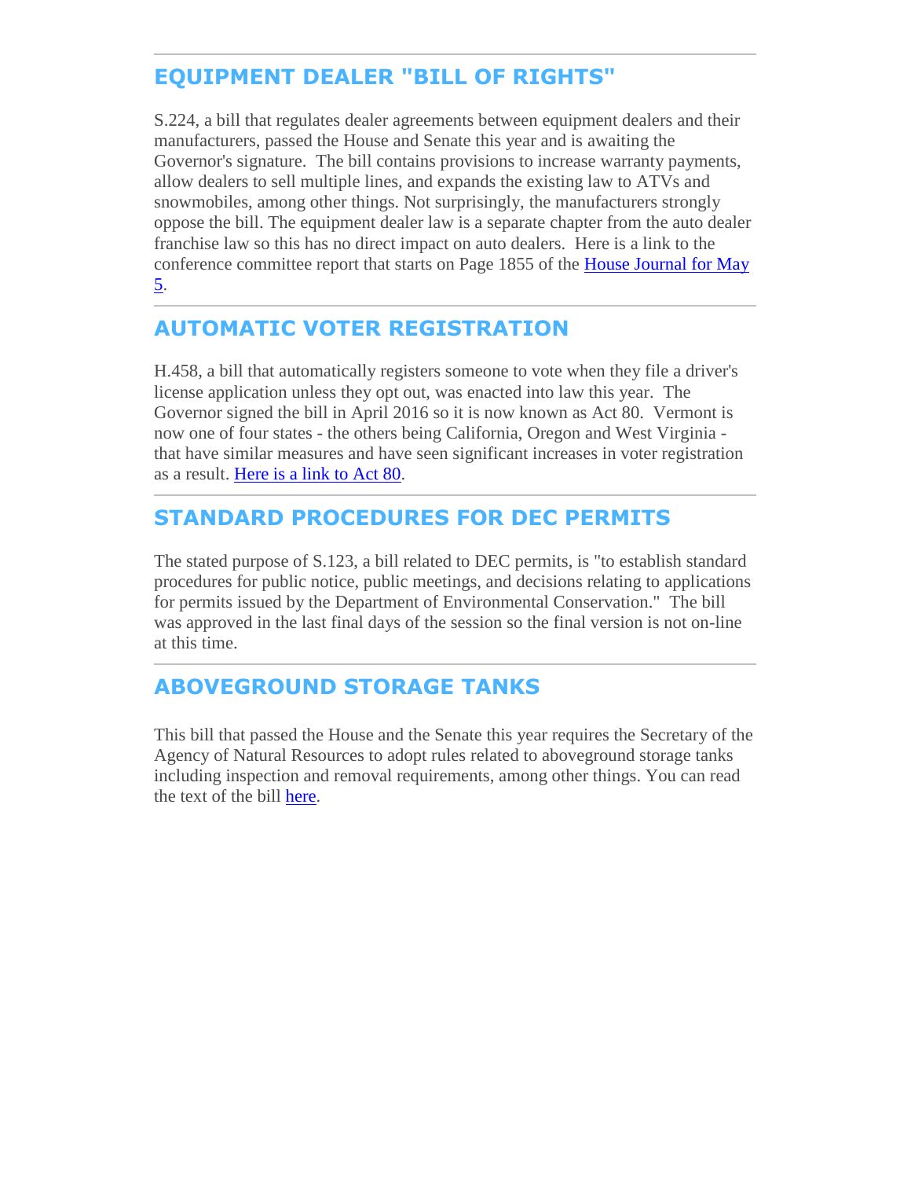## EQUIPMENT DEALER "BILL OF RIGHTS"

S.224, a bill that regulates dealer agreements between equipment dealers and their manufacturers, passed the House and Senate this year and is awaiting the Governor's signature. The bill contains provisions to increase warranty payments, allow dealers to sell multiple lines, and expands the existing law to ATVs and snowmobiles, among other things. Not surprisingly, the manufacturers strongly oppose the bill. The equipment dealer law is a separate chapter from the auto dealer franchise law so this has no direct impact on auto dealers. Here is a link to the conference committee report that starts on Page 1855 of the House Journal for May 5.

## AUTOMATIC VOTER REGISTRATION

H.458, a bill that automatically registers someone to vote when they file a driver's license application unless they opt out, was enacted into law this year. The Governor signed the bill in April 2016 so it is now known as Act 80. Vermont is now one of four states - the others being California, Oregon and West Virginia - that have similar measures and have seen significant increases in voter registration as a result. Here is a link to Act 80.

## STANDARD PROCEDURES FOR DEC PERMITS

The stated purpose of S.123, a bill related to DEC permits, is "to establish standard procedures for public notice, public meetings, and decisions relating to applications for permits issued by the Department of Environmental Conservation." The bill was approved in the last final days of the session so the final version is not on-line at this time.

## ABOVEGROUND STORAGE TANKS

This bill that passed the House and the Senate this year requires the Secretary of the Agency of Natural Resources to adopt rules related to aboveground storage tanks including inspection and removal requirements, among other things. You can read the text of the bill here.